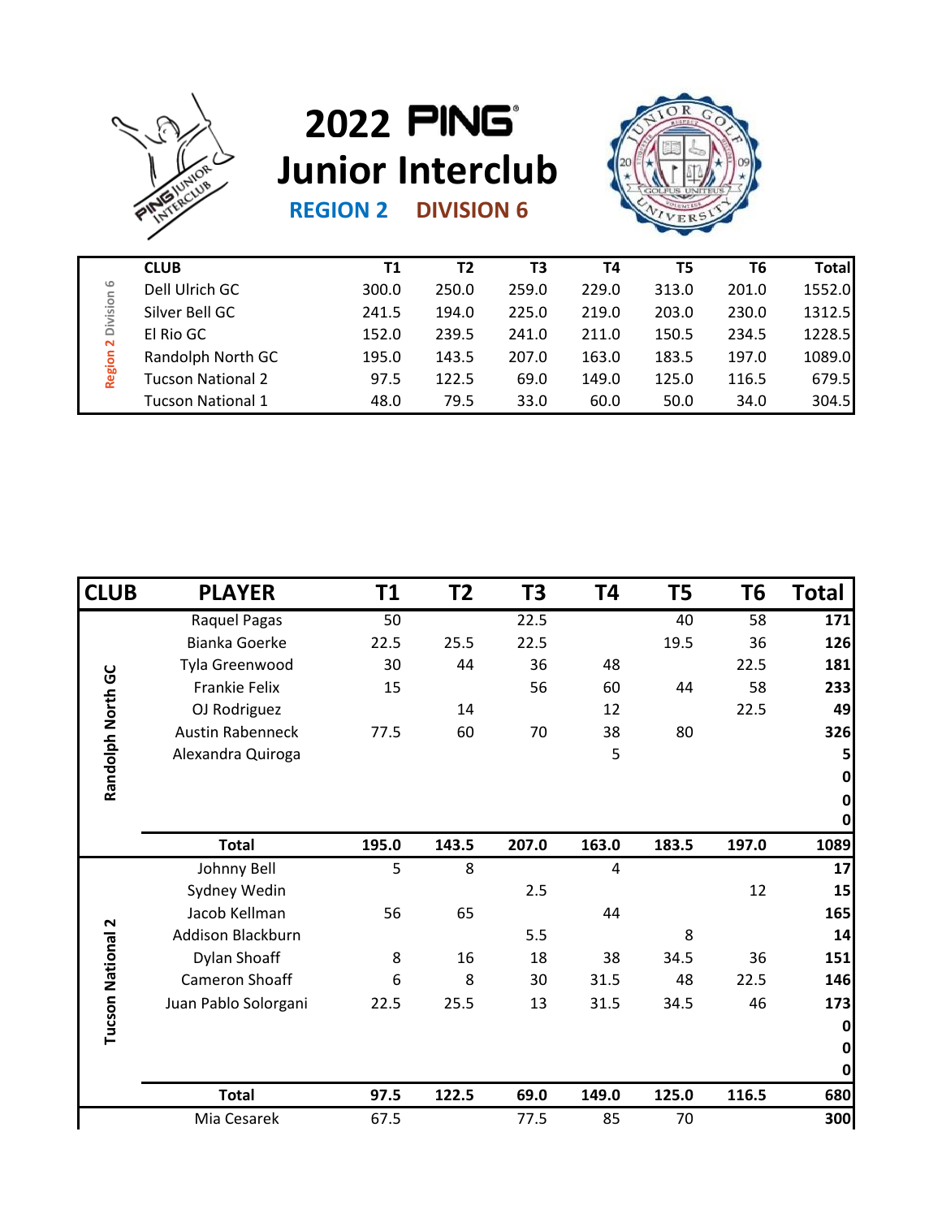# 2022 PING Junior Interclub

## REGION 2 DIVISION 6

| | CLUB | T1 | T2 | T3 | T4 | T5 | T6 | Total |
|---|---|---|---|---|---|---|---|---|
| Region 2 Division 6 | Dell Ulrich GC | 300.0 | 250.0 | 259.0 | 229.0 | 313.0 | 201.0 | 1552.0 |
| | Silver Bell GC | 241.5 | 194.0 | 225.0 | 219.0 | 203.0 | 230.0 | 1312.5 |
| | El Rio GC | 152.0 | 239.5 | 241.0 | 211.0 | 150.5 | 234.5 | 1228.5 |
| | Randolph North GC | 195.0 | 143.5 | 207.0 | 163.0 | 183.5 | 197.0 | 1089.0 |
| | Tucson National 2 | 97.5 | 122.5 | 69.0 | 149.0 | 125.0 | 116.5 | 679.5 |
| | Tucson National 1 | 48.0 | 79.5 | 33.0 | 60.0 | 50.0 | 34.0 | 304.5 |

| CLUB | PLAYER | T1 | T2 | T3 | T4 | T5 | T6 | Total |
|---|---|---|---|---|---|---|---|---|
| Randolph North GC | Raquel Pagas | 50 | | 22.5 | | 40 | 58 | **171** |
| | Bianka Goerke | 22.5 | 25.5 | 22.5 | | 19.5 | 36 | **126** |
| | Tyla Greenwood | 30 | 44 | 36 | 48 | | 22.5 | **181** |
| | Frankie Felix | 15 | | 56 | 60 | 44 | 58 | **233** |
| | OJ Rodriguez | | 14 | | 12 | | 22.5 | **49** |
| | Austin Rabenneck | 77.5 | 60 | 70 | 38 | 80 | | **326** |
| | Alexandra Quiroga | | | | 5 | | | **5** |
| | | | | | | | | **0** |
| | | | | | | | | **0** |
| | | | | | | | | **0** |
| | **Total** | **195.0** | **143.5** | **207.0** | **163.0** | **183.5** | **197.0** | **1089** |
| Tucson National 2 | Johnny Bell | 5 | 8 | | 4 | | | **17** |
| | Sydney Wedin | | | 2.5 | | | 12 | **15** |
| | Jacob Kellman | 56 | 65 | | 44 | | | **165** |
| | Addison Blackburn | | | 5.5 | | 8 | | **14** |
| | Dylan Shoaff | 8 | 16 | 18 | 38 | 34.5 | 36 | **151** |
| | Cameron Shoaff | 6 | 8 | 30 | 31.5 | 48 | 22.5 | **146** |
| | Juan Pablo Solorgani | 22.5 | 25.5 | 13 | 31.5 | 34.5 | 46 | **173** |
| | | | | | | | | **0** |
| | | | | | | | | **0** |
| | | | | | | | | **0** |
| | **Total** | **97.5** | **122.5** | **69.0** | **149.0** | **125.0** | **116.5** | **680** |
| | Mia Cesarek | 67.5 | | 77.5 | 85 | 70 | | **300** |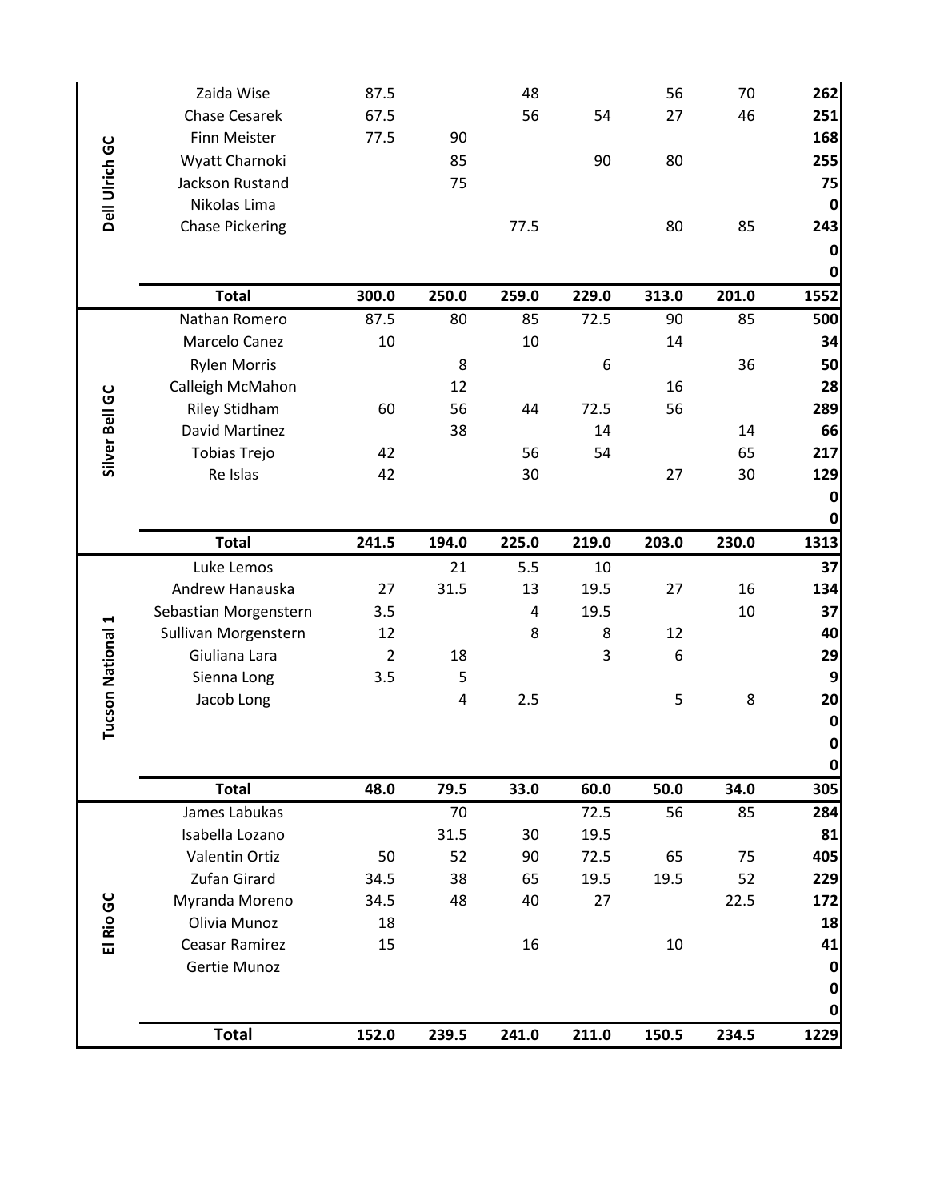| | | | | | | | | |
|---|---|---|---|---|---|---|---|---|
| **Dell Ulrich GC** | Zaida Wise | 87.5 | | 48 | | 56 | 70 | **262** |
| | Chase Cesarek | 67.5 | | 56 | 54 | 27 | 46 | **251** |
| | Finn Meister | 77.5 | 90 | | | | | **168** |
| | Wyatt Charnoki | | 85 | | 90 | 80 | | **255** |
| | Jackson Rustand | | 75 | | | | | **75** |
| | Nikolas Lima | | | | | | | **0** |
| | Chase Pickering | | | 77.5 | | 80 | 85 | **243** |
| | | | | | | | | **0** |
| | | | | | | | | **0** |
| | **Total** | **300.0** | **250.0** | **259.0** | **229.0** | **313.0** | **201.0** | **1552** |
| **Silver Bell GC** | Nathan Romero | 87.5 | 80 | 85 | 72.5 | 90 | 85 | **500** |
| | Marcelo Canez | 10 | | 10 | | 14 | | **34** |
| | Rylen Morris | | 8 | | 6 | | 36 | **50** |
| | Calleigh McMahon | | 12 | | | 16 | | **28** |
| | Riley Stidham | 60 | 56 | 44 | 72.5 | 56 | | **289** |
| | David Martinez | | 38 | | 14 | | 14 | **66** |
| | Tobias Trejo | 42 | | 56 | 54 | | 65 | **217** |
| | Re Islas | 42 | | 30 | | 27 | 30 | **129** |
| | | | | | | | | **0** |
| | | | | | | | | **0** |
| | **Total** | **241.5** | **194.0** | **225.0** | **219.0** | **203.0** | **230.0** | **1313** |
| **Tucson National 1** | Luke Lemos | | 21 | 5.5 | 10 | | | **37** |
| | Andrew Hanauska | 27 | 31.5 | 13 | 19.5 | 27 | 16 | **134** |
| | Sebastian Morgenstern | 3.5 | | 4 | 19.5 | | 10 | **37** |
| | Sullivan Morgenstern | 12 | | 8 | 8 | 12 | | **40** |
| | Giuliana Lara | 2 | 18 | | 3 | 6 | | **29** |
| | Sienna Long | 3.5 | 5 | | | | | **9** |
| | Jacob Long | | 4 | 2.5 | | 5 | 8 | **20** |
| | | | | | | | | **0** |
| | | | | | | | | **0** |
| | | | | | | | | **0** |
| | **Total** | **48.0** | **79.5** | **33.0** | **60.0** | **50.0** | **34.0** | **305** |
| **El Rio GC** | James Labukas | | 70 | | 72.5 | 56 | 85 | **284** |
| | Isabella Lozano | | 31.5 | 30 | 19.5 | | | **81** |
| | Valentin Ortiz | 50 | 52 | 90 | 72.5 | 65 | 75 | **405** |
| | Zufan Girard | 34.5 | 38 | 65 | 19.5 | 19.5 | 52 | **229** |
| | Myranda Moreno | 34.5 | 48 | 40 | 27 | | 22.5 | **172** |
| | Olivia Munoz | 18 | | | | | | **18** |
| | Ceasar Ramirez | 15 | | 16 | | 10 | | **41** |
| | Gertie Munoz | | | | | | | **0** |
| | | | | | | | | **0** |
| | | | | | | | | **0** |
| | **Total** | **152.0** | **239.5** | **241.0** | **211.0** | **150.5** | **234.5** | **1229** |